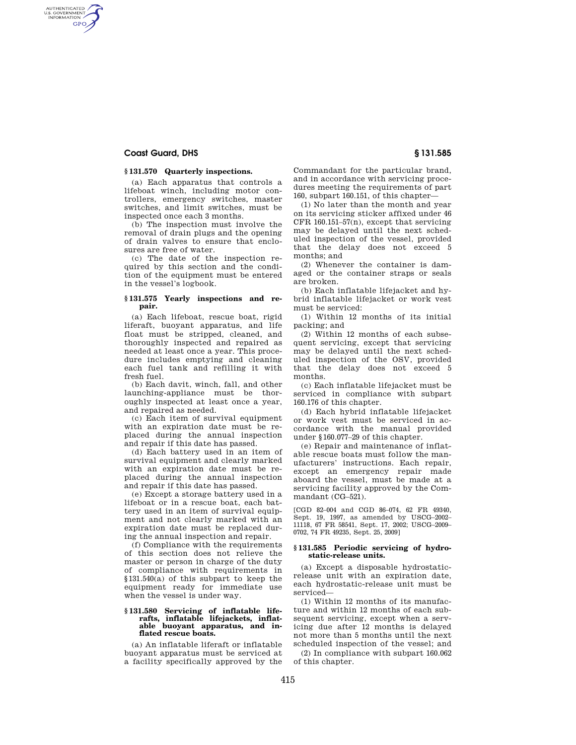### § 131.570 Quarterly inspections.

(a) Each apparatus that controls a lifeboat winch, including motor controllers, emergency switches, master switches, and limit switches, must be inspected once each 3 months.

(b) The inspection must involve the removal of drain plugs and the opening of drain valves to ensure that enclosures are free of water.

(c) The date of the inspection required by this section and the condition of the equipment must be entered in the vessel's logbook.

### § 131.575 Yearly inspections and repair.

(a) Each lifeboat, rescue boat, rigid liferaft, buoyant apparatus, and life float must be stripped, cleaned, and thoroughly inspected and repaired as needed at least once a year. This procedure includes emptying and cleaning each fuel tank and refilling it with fresh fuel.

(b) Each davit, winch, fall, and other launching-appliance must be thoroughly inspected at least once a year, and repaired as needed.

(c) Each item of survival equipment with an expiration date must be replaced during the annual inspection and repair if this date has passed.

(d) Each battery used in an item of survival equipment and clearly marked with an expiration date must be replaced during the annual inspection and repair if this date has passed.

(e) Except a storage battery used in a lifeboat or in a rescue boat, each battery used in an item of survival equipment and not clearly marked with an expiration date must be replaced during the annual inspection and repair.

(f) Compliance with the requirements of this section does not relieve the master or person in charge of the duty of compliance with requirements in §131.540(a) of this subpart to keep the equipment ready for immediate use when the vessel is under way.

### § 131.580 Servicing of inflatable liferafts, inflatable lifejackets, inflatable buoyant apparatus, and inflated rescue boats.

(a) An inflatable liferaft or inflatable buoyant apparatus must be serviced at a facility specifically approved by the Commandant for the particular brand, and in accordance with servicing procedures meeting the requirements of part 160, subpart 160.151, of this chapter—

(1) No later than the month and year on its servicing sticker affixed under 46 CFR 160.151–57(n), except that servicing may be delayed until the next scheduled inspection of the vessel, provided that the delay does not exceed 5 months; and

(2) Whenever the container is damaged or the container straps or seals are broken.

(b) Each inflatable lifejacket and hybrid inflatable lifejacket or work vest must be serviced:

(1) Within 12 months of its initial packing; and

(2) Within 12 months of each subsequent servicing, except that servicing may be delayed until the next scheduled inspection of the OSV, provided that the delay does not exceed 5 months.

(c) Each inflatable lifejacket must be serviced in compliance with subpart 160.176 of this chapter.

(d) Each hybrid inflatable lifejacket or work vest must be serviced in accordance with the manual provided under §160.077–29 of this chapter.

(e) Repair and maintenance of inflatable rescue boats must follow the manufacturers' instructions. Each repair, except an emergency repair made aboard the vessel, must be made at a servicing facility approved by the Commandant (CG–521).

[CGD 82–004 and CGD 86–074, 62 FR 49340, Sept. 19, 1997, as amended by USCG–2002–11118, 67 FR 58541, Sept. 17, 2002; USCG–2009–0702, 74 FR 49235, Sept. 25, 2009]

### § 131.585 Periodic servicing of hydrostatic-release units.

(a) Except a disposable hydrostatic-release unit with an expiration date, each hydrostatic-release unit must be serviced—

(1) Within 12 months of its manufacture and within 12 months of each subsequent servicing, except when a servicing due after 12 months is delayed not more than 5 months until the next scheduled inspection of the vessel; and

(2) In compliance with subpart 160.062 of this chapter.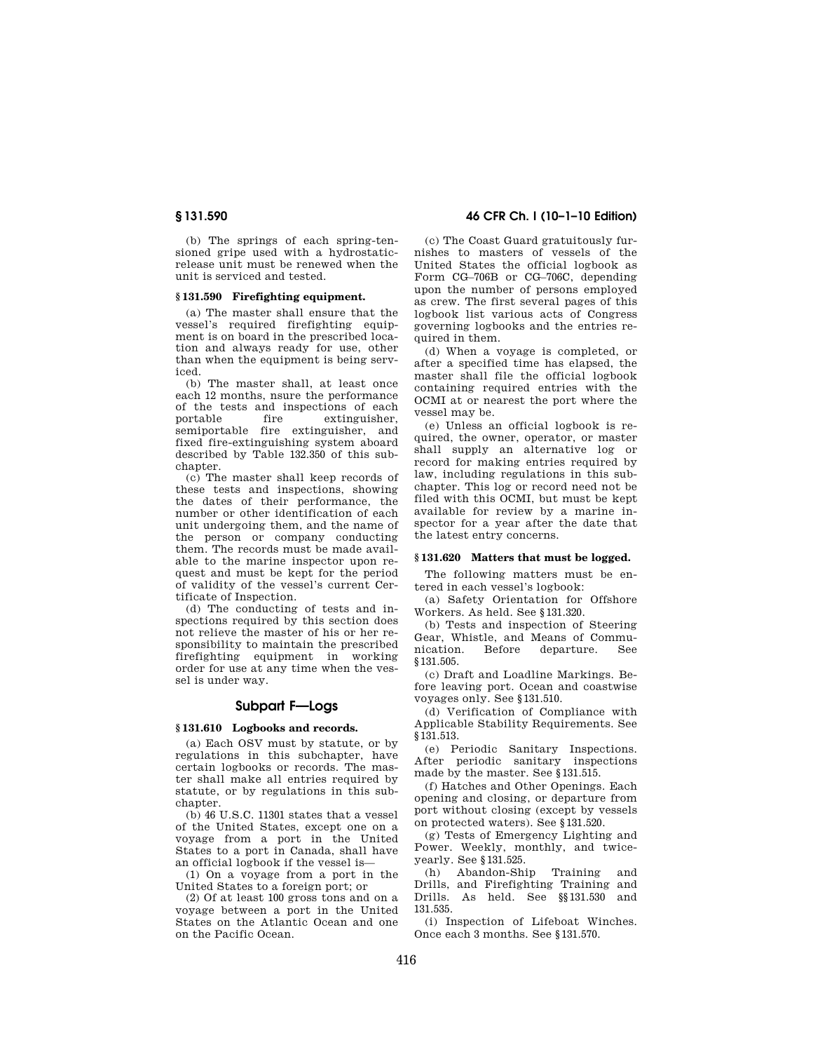(b) The springs of each spring-tensioned gripe used with a hydrostatic-release unit must be renewed when the unit is serviced and tested.

### § 131.590 Firefighting equipment.

(a) The master shall ensure that the vessel's required firefighting equipment is on board in the prescribed location and always ready for use, other than when the equipment is being serviced.

(b) The master shall, at least once each 12 months, nsure the performance of the tests and inspections of each portable fire extinguisher, semiportable fire extinguisher, and fixed fire-extinguishing system aboard described by Table 132.350 of this subchapter.

(c) The master shall keep records of these tests and inspections, showing the dates of their performance, the number or other identification of each unit undergoing them, and the name of the person or company conducting them. The records must be made available to the marine inspector upon request and must be kept for the period of validity of the vessel's current Certificate of Inspection.

(d) The conducting of tests and inspections required by this section does not relieve the master of his or her responsibility to maintain the prescribed firefighting equipment in working order for use at any time when the vessel is under way.

## Subpart F—Logs

### § 131.610 Logbooks and records.

(a) Each OSV must by statute, or by regulations in this subchapter, have certain logbooks or records. The master shall make all entries required by statute, or by regulations in this subchapter.

(b) 46 U.S.C. 11301 states that a vessel of the United States, except one on a voyage from a port in the United States to a port in Canada, shall have an official logbook if the vessel is—

(1) On a voyage from a port in the United States to a foreign port; or

(2) Of at least 100 gross tons and on a voyage between a port in the United States on the Atlantic Ocean and one on the Pacific Ocean.

(c) The Coast Guard gratuitously furnishes to masters of vessels of the United States the official logbook as Form CG–706B or CG–706C, depending upon the number of persons employed as crew. The first several pages of this logbook list various acts of Congress governing logbooks and the entries required in them.

(d) When a voyage is completed, or after a specified time has elapsed, the master shall file the official logbook containing required entries with the OCMI at or nearest the port where the vessel may be.

(e) Unless an official logbook is required, the owner, operator, or master shall supply an alternative log or record for making entries required by law, including regulations in this subchapter. This log or record need not be filed with this OCMI, but must be kept available for review by a marine inspector for a year after the date that the latest entry concerns.

### § 131.620 Matters that must be logged.

The following matters must be entered in each vessel's logbook:

(a) Safety Orientation for Offshore Workers. As held. See § 131.320.

(b) Tests and inspection of Steering Gear, Whistle, and Means of Communication. Before departure. See § 131.505.

(c) Draft and Loadline Markings. Before leaving port. Ocean and coastwise voyages only. See § 131.510.

(d) Verification of Compliance with Applicable Stability Requirements. See § 131.513.

(e) Periodic Sanitary Inspections. After periodic sanitary inspections made by the master. See § 131.515.

(f) Hatches and Other Openings. Each opening and closing, or departure from port without closing (except by vessels on protected waters). See § 131.520.

(g) Tests of Emergency Lighting and Power. Weekly, monthly, and twice-yearly. See § 131.525.

(h) Abandon-Ship Training and Drills, and Firefighting Training and Drills. As held. See §§ 131.530 and 131.535.

(i) Inspection of Lifeboat Winches. Once each 3 months. See § 131.570.